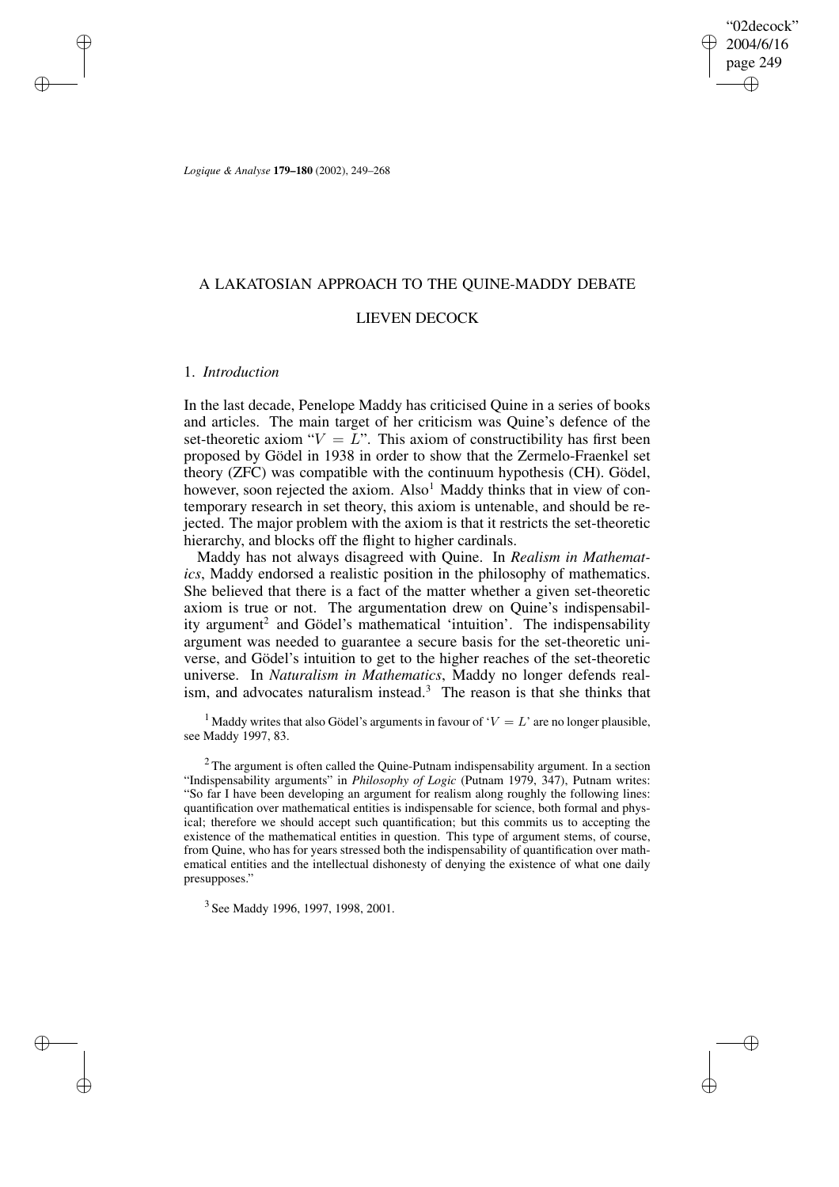# A LAKATOSIAN APPROACH TO THE QUINE-MADDY DEBATE

## LIEVEN DECOCK

### 1. *Introduction*

In the last decade, Penelope Maddy has criticised Quine in a series of books and articles. The main target of her criticism was Quine's defence of the set-theoretic axiom "$V = L$". This axiom of constructibility has first been proposed by Gödel in 1938 in order to show that the Zermelo-Fraenkel set theory (ZFC) was compatible with the continuum hypothesis (CH). Gödel, however, soon rejected the axiom. Also[1] Maddy thinks that in view of contemporary research in set theory, this axiom is untenable, and should be rejected. The major problem with the axiom is that it restricts the set-theoretic hierarchy, and blocks off the flight to higher cardinals.

Maddy has not always disagreed with Quine. In *Realism in Mathematics*, Maddy endorsed a realistic position in the philosophy of mathematics. She believed that there is a fact of the matter whether a given set-theoretic axiom is true or not. The argumentation drew on Quine's indispensability argument[2] and Gödel's mathematical 'intuition'. The indispensability argument was needed to guarantee a secure basis for the set-theoretic universe, and Gödel's intuition to get to the higher reaches of the set-theoretic universe. In *Naturalism in Mathematics*, Maddy no longer defends realism, and advocates naturalism instead.[3] The reason is that she thinks that

[1] Maddy writes that also Gödel's arguments in favour of '$V = L$' are no longer plausible, see Maddy 1997, 83.

[2] The argument is often called the Quine-Putnam indispensability argument. In a section "Indispensability arguments" in *Philosophy of Logic* (Putnam 1979, 347), Putnam writes: "So far I have been developing an argument for realism along roughly the following lines: quantification over mathematical entities is indispensable for science, both formal and physical; therefore we should accept such quantification; but this commits us to accepting the existence of the mathematical entities in question. This type of argument stems, of course, from Quine, who has for years stressed both the indispensability of quantification over mathematical entities and the intellectual dishonesty of denying the existence of what one daily presupposes."

[3] See Maddy 1996, 1997, 1998, 2001.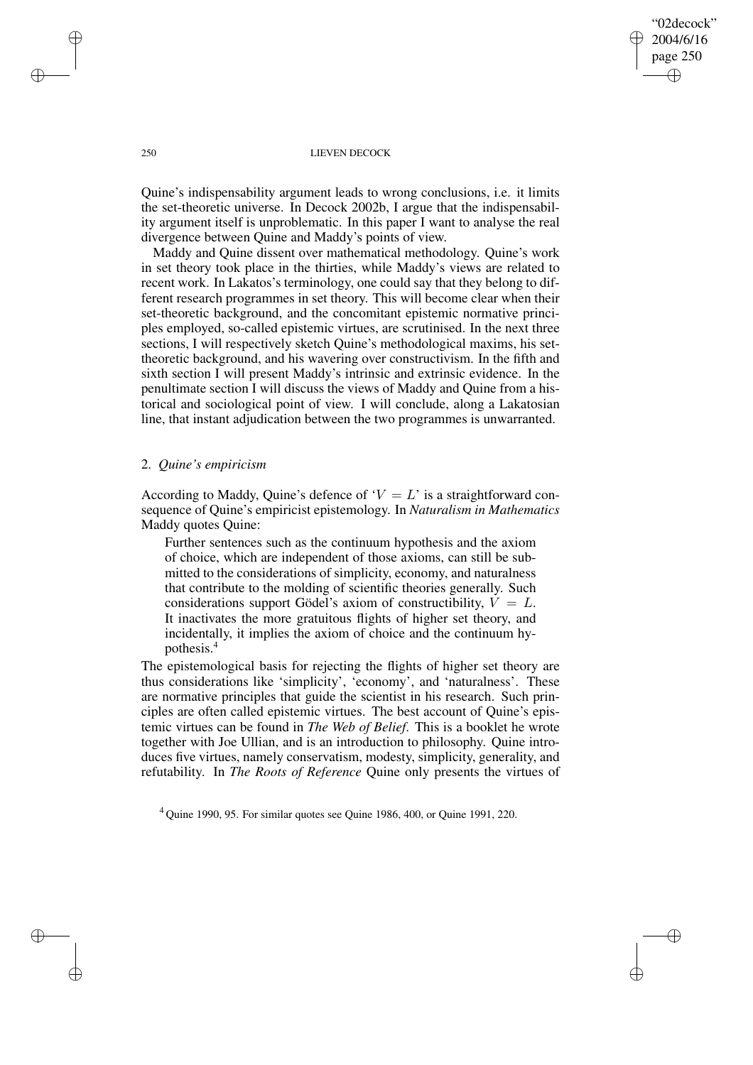Quine's indispensability argument leads to wrong conclusions, i.e. it limits the set-theoretic universe. In Decock 2002b, I argue that the indispensability argument itself is unproblematic. In this paper I want to analyse the real divergence between Quine and Maddy's points of view.

Maddy and Quine dissent over mathematical methodology. Quine's work in set theory took place in the thirties, while Maddy's views are related to recent work. In Lakatos's terminology, one could say that they belong to different research programmes in set theory. This will become clear when their set-theoretic background, and the concomitant epistemic normative principles employed, so-called epistemic virtues, are scrutinised. In the next three sections, I will respectively sketch Quine's methodological maxims, his set-theoretic background, and his wavering over constructivism. In the fifth and sixth section I will present Maddy's intrinsic and extrinsic evidence. In the penultimate section I will discuss the views of Maddy and Quine from a historical and sociological point of view. I will conclude, along a Lakatosian line, that instant adjudication between the two programmes is unwarranted.

## 2. *Quine's empiricism*

According to Maddy, Quine's defence of '$V = L$' is a straightforward consequence of Quine's empiricist epistemology. In *Naturalism in Mathematics* Maddy quotes Quine:

> Further sentences such as the continuum hypothesis and the axiom of choice, which are independent of those axioms, can still be submitted to the considerations of simplicity, economy, and naturalness that contribute to the molding of scientific theories generally. Such considerations support Gödel's axiom of constructibility, $V = L$. It inactivates the more gratuitous flights of higher set theory, and incidentally, it implies the axiom of choice and the continuum hypothesis.[4]

The epistemological basis for rejecting the flights of higher set theory are thus considerations like 'simplicity', 'economy', and 'naturalness'. These are normative principles that guide the scientist in his research. Such principles are often called epistemic virtues. The best account of Quine's epistemic virtues can be found in *The Web of Belief*. This is a booklet he wrote together with Joe Ullian, and is an introduction to philosophy. Quine introduces five virtues, namely conservatism, modesty, simplicity, generality, and refutability. In *The Roots of Reference* Quine only presents the virtues of

[4] Quine 1990, 95. For similar quotes see Quine 1986, 400, or Quine 1991, 220.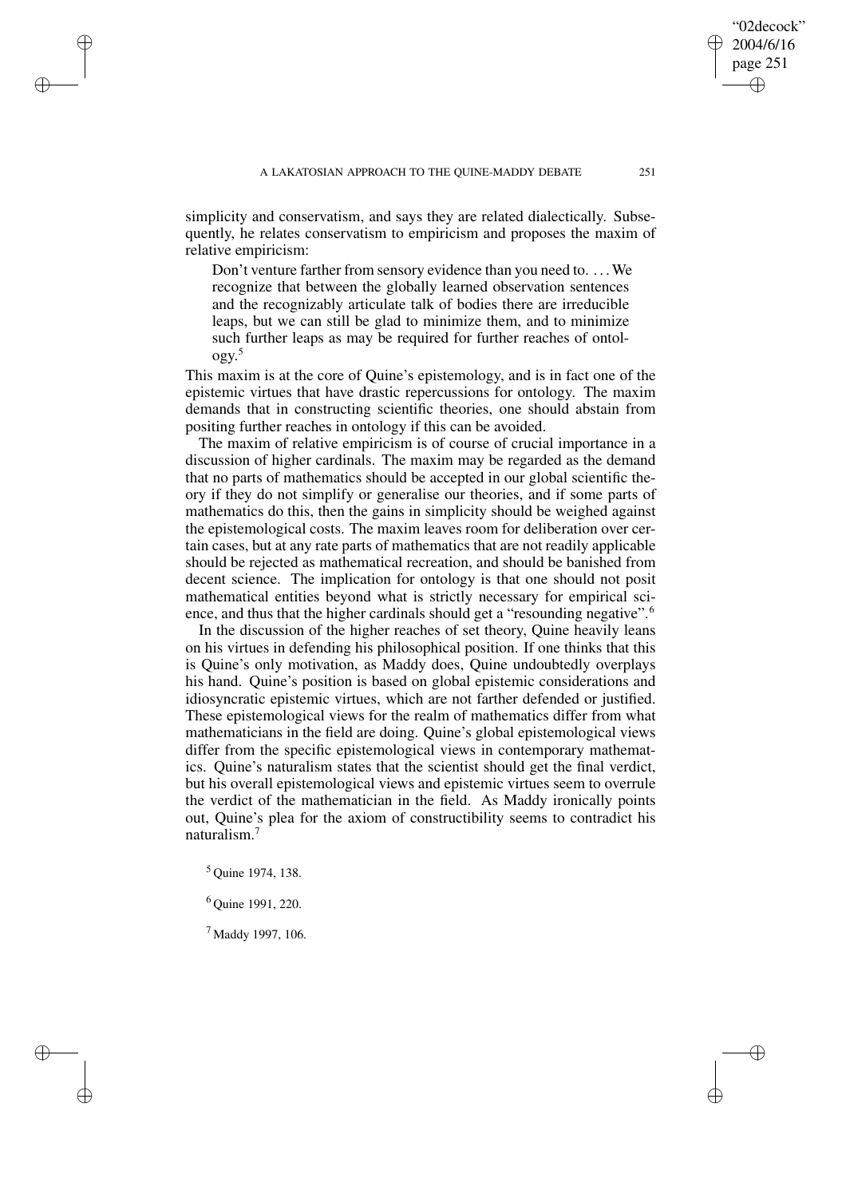simplicity and conservatism, and says they are related dialectically. Subsequently, he relates conservatism to empiricism and proposes the maxim of relative empiricism:

> Don't venture farther from sensory evidence than you need to. ... We recognize that between the globally learned observation sentences and the recognizably articulate talk of bodies there are irreducible leaps, but we can still be glad to minimize them, and to minimize such further leaps as may be required for further reaches of ontology.[5]

This maxim is at the core of Quine's epistemology, and is in fact one of the epistemic virtues that have drastic repercussions for ontology. The maxim demands that in constructing scientific theories, one should abstain from positing further reaches in ontology if this can be avoided.

The maxim of relative empiricism is of course of crucial importance in a discussion of higher cardinals. The maxim may be regarded as the demand that no parts of mathematics should be accepted in our global scientific theory if they do not simplify or generalise our theories, and if some parts of mathematics do this, then the gains in simplicity should be weighed against the epistemological costs. The maxim leaves room for deliberation over certain cases, but at any rate parts of mathematics that are not readily applicable should be rejected as mathematical recreation, and should be banished from decent science. The implication for ontology is that one should not posit mathematical entities beyond what is strictly necessary for empirical science, and thus that the higher cardinals should get a "resounding negative".[6]

In the discussion of the higher reaches of set theory, Quine heavily leans on his virtues in defending his philosophical position. If one thinks that this is Quine's only motivation, as Maddy does, Quine undoubtedly overplays his hand. Quine's position is based on global epistemic considerations and idiosyncratic epistemic virtues, which are not farther defended or justified. These epistemological views for the realm of mathematics differ from what mathematicians in the field are doing. Quine's global epistemological views differ from the specific epistemological views in contemporary mathematics. Quine's naturalism states that the scientist should get the final verdict, but his overall epistemological views and epistemic virtues seem to overrule the verdict of the mathematician in the field. As Maddy ironically points out, Quine's plea for the axiom of constructibility seems to contradict his naturalism.[7]

[5] Quine 1974, 138.

[6] Quine 1991, 220.

[7] Maddy 1997, 106.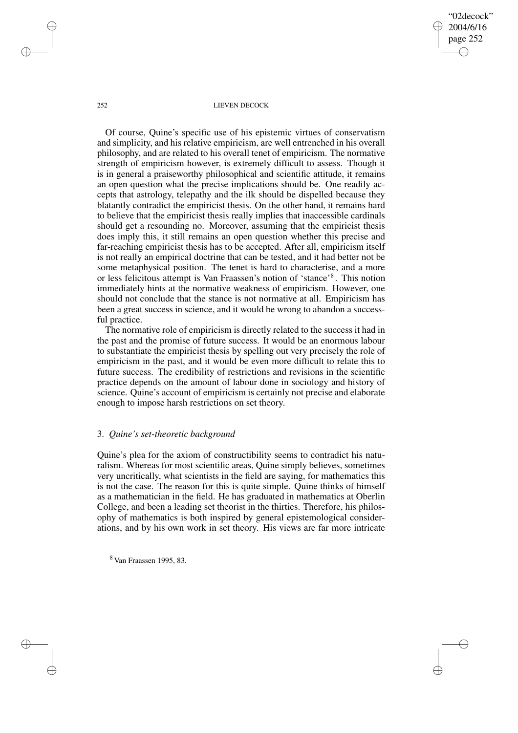Of course, Quine's specific use of his epistemic virtues of conservatism and simplicity, and his relative empiricism, are well entrenched in his overall philosophy, and are related to his overall tenet of empiricism. The normative strength of empiricism however, is extremely difficult to assess. Though it is in general a praiseworthy philosophical and scientific attitude, it remains an open question what the precise implications should be. One readily accepts that astrology, telepathy and the ilk should be dispelled because they blatantly contradict the empiricist thesis. On the other hand, it remains hard to believe that the empiricist thesis really implies that inaccessible cardinals should get a resounding no. Moreover, assuming that the empiricist thesis does imply this, it still remains an open question whether this precise and far-reaching empiricist thesis has to be accepted. After all, empiricism itself is not really an empirical doctrine that can be tested, and it had better not be some metaphysical position. The tenet is hard to characterise, and a more or less felicitous attempt is Van Fraassen's notion of 'stance'[8]. This notion immediately hints at the normative weakness of empiricism. However, one should not conclude that the stance is not normative at all. Empiricism has been a great success in science, and it would be wrong to abandon a successful practice.

The normative role of empiricism is directly related to the success it had in the past and the promise of future success. It would be an enormous labour to substantiate the empiricist thesis by spelling out very precisely the role of empiricism in the past, and it would be even more difficult to relate this to future success. The credibility of restrictions and revisions in the scientific practice depends on the amount of labour done in sociology and history of science. Quine's account of empiricism is certainly not precise and elaborate enough to impose harsh restrictions on set theory.

## 3. *Quine's set-theoretic background*

Quine's plea for the axiom of constructibility seems to contradict his naturalism. Whereas for most scientific areas, Quine simply believes, sometimes very uncritically, what scientists in the field are saying, for mathematics this is not the case. The reason for this is quite simple. Quine thinks of himself as a mathematician in the field. He has graduated in mathematics at Oberlin College, and been a leading set theorist in the thirties. Therefore, his philosophy of mathematics is both inspired by general epistemological considerations, and by his own work in set theory. His views are far more intricate

[8] Van Fraassen 1995, 83.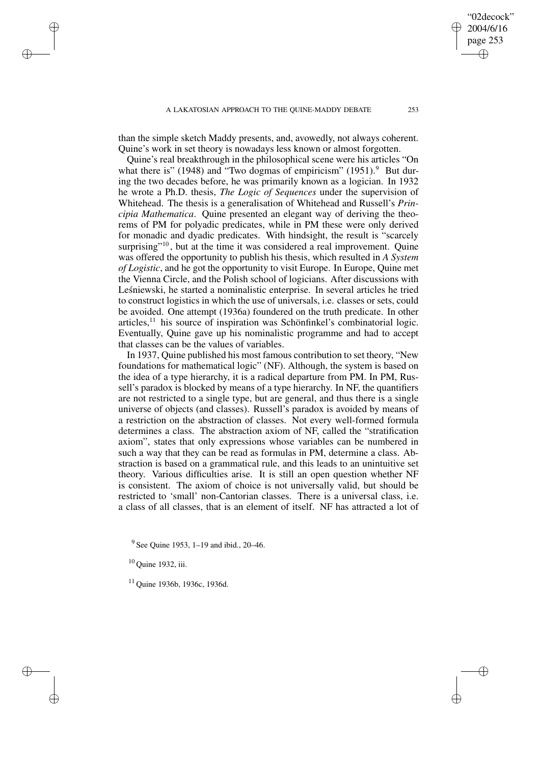than the simple sketch Maddy presents, and, avowedly, not always coherent. Quine's work in set theory is nowadays less known or almost forgotten.

Quine's real breakthrough in the philosophical scene were his articles "On what there is" (1948) and "Two dogmas of empiricism" (1951).[9] But during the two decades before, he was primarily known as a logician. In 1932 he wrote a Ph.D. thesis, *The Logic of Sequences* under the supervision of Whitehead. The thesis is a generalisation of Whitehead and Russell's *Principia Mathematica*. Quine presented an elegant way of deriving the theorems of PM for polyadic predicates, while in PM these were only derived for monadic and dyadic predicates. With hindsight, the result is "scarcely surprising"[10], but at the time it was considered a real improvement. Quine was offered the opportunity to publish his thesis, which resulted in *A System of Logistic*, and he got the opportunity to visit Europe. In Europe, Quine met the Vienna Circle, and the Polish school of logicians. After discussions with Leśniewski, he started a nominalistic enterprise. In several articles he tried to construct logistics in which the use of universals, i.e. classes or sets, could be avoided. One attempt (1936a) foundered on the truth predicate. In other articles,[11] his source of inspiration was Schönfinkel's combinatorial logic. Eventually, Quine gave up his nominalistic programme and had to accept that classes can be the values of variables.

In 1937, Quine published his most famous contribution to set theory, "New foundations for mathematical logic" (NF). Although, the system is based on the idea of a type hierarchy, it is a radical departure from PM. In PM, Russell's paradox is blocked by means of a type hierarchy. In NF, the quantifiers are not restricted to a single type, but are general, and thus there is a single universe of objects (and classes). Russell's paradox is avoided by means of a restriction on the abstraction of classes. Not every well-formed formula determines a class. The abstraction axiom of NF, called the "stratification axiom", states that only expressions whose variables can be numbered in such a way that they can be read as formulas in PM, determine a class. Abstraction is based on a grammatical rule, and this leads to an unintuitive set theory. Various difficulties arise. It is still an open question whether NF is consistent. The axiom of choice is not universally valid, but should be restricted to 'small' non-Cantorian classes. There is a universal class, i.e. a class of all classes, that is an element of itself. NF has attracted a lot of

[9] See Quine 1953, 1–19 and ibid., 20–46.

[10] Quine 1932, iii.

[11] Quine 1936b, 1936c, 1936d.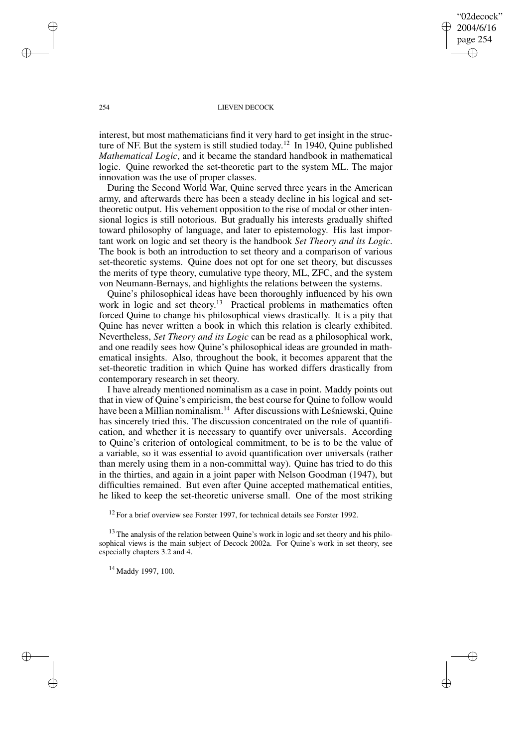interest, but most mathematicians find it very hard to get insight in the structure of NF. But the system is still studied today.[12] In 1940, Quine published *Mathematical Logic*, and it became the standard handbook in mathematical logic. Quine reworked the set-theoretic part to the system ML. The major innovation was the use of proper classes.

During the Second World War, Quine served three years in the American army, and afterwards there has been a steady decline in his logical and set-theoretic output. His vehement opposition to the rise of modal or other intensional logics is still notorious. But gradually his interests gradually shifted toward philosophy of language, and later to epistemology. His last important work on logic and set theory is the handbook *Set Theory and its Logic*. The book is both an introduction to set theory and a comparison of various set-theoretic systems. Quine does not opt for one set theory, but discusses the merits of type theory, cumulative type theory, ML, ZFC, and the system von Neumann-Bernays, and highlights the relations between the systems.

Quine's philosophical ideas have been thoroughly influenced by his own work in logic and set theory.[13] Practical problems in mathematics often forced Quine to change his philosophical views drastically. It is a pity that Quine has never written a book in which this relation is clearly exhibited. Nevertheless, *Set Theory and its Logic* can be read as a philosophical work, and one readily sees how Quine's philosophical ideas are grounded in mathematical insights. Also, throughout the book, it becomes apparent that the set-theoretic tradition in which Quine has worked differs drastically from contemporary research in set theory.

I have already mentioned nominalism as a case in point. Maddy points out that in view of Quine's empiricism, the best course for Quine to follow would have been a Millian nominalism.[14] After discussions with Leśniewski, Quine has sincerely tried this. The discussion concentrated on the role of quantification, and whether it is necessary to quantify over universals. According to Quine's criterion of ontological commitment, to be is to be the value of a variable, so it was essential to avoid quantification over universals (rather than merely using them in a non-committal way). Quine has tried to do this in the thirties, and again in a joint paper with Nelson Goodman (1947), but difficulties remained. But even after Quine accepted mathematical entities, he liked to keep the set-theoretic universe small. One of the most striking

[12] For a brief overview see Forster 1997, for technical details see Forster 1992.

[13] The analysis of the relation between Quine's work in logic and set theory and his philosophical views is the main subject of Decock 2002a. For Quine's work in set theory, see especially chapters 3.2 and 4.

[14] Maddy 1997, 100.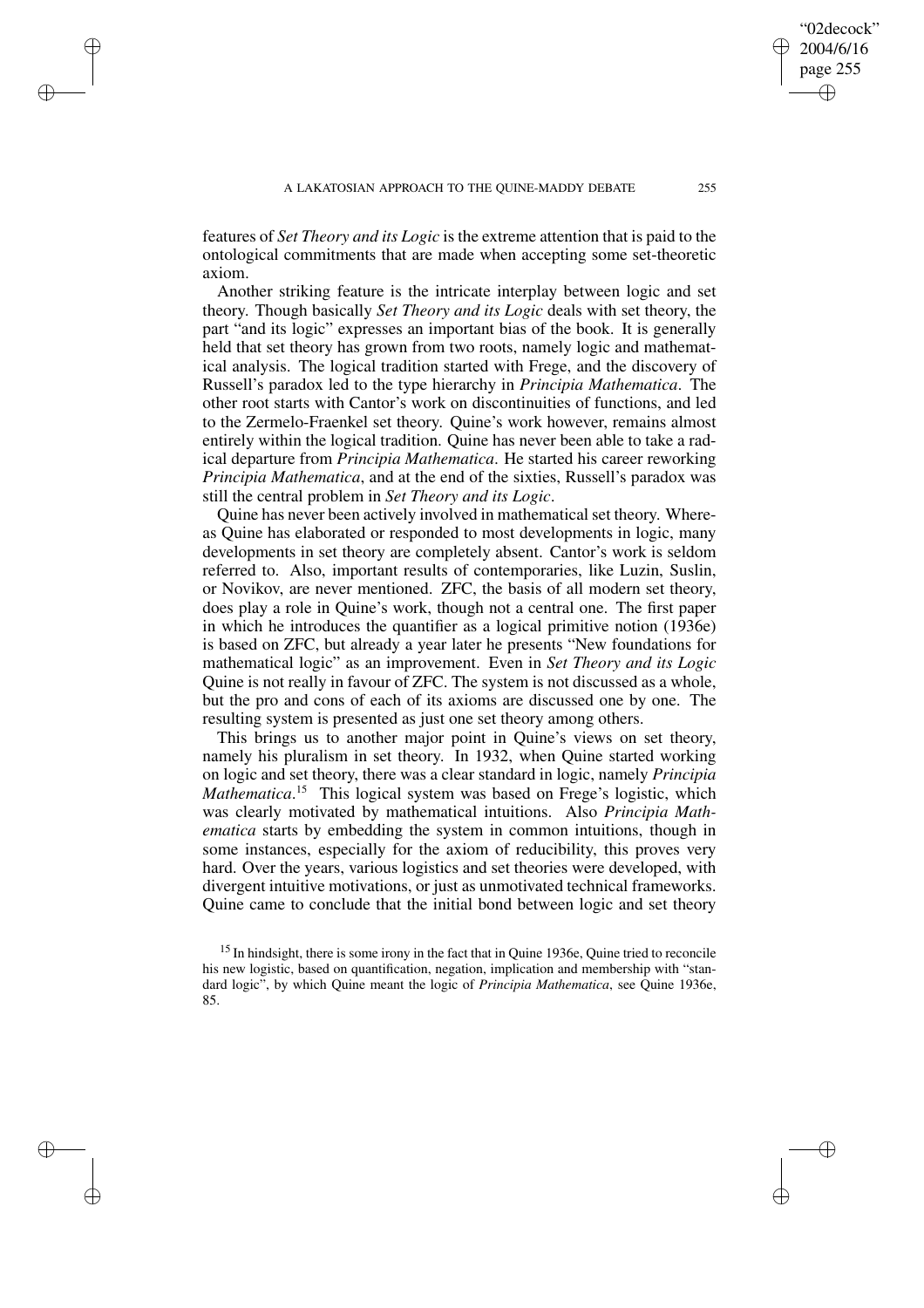features of *Set Theory and its Logic* is the extreme attention that is paid to the ontological commitments that are made when accepting some set-theoretic axiom.

Another striking feature is the intricate interplay between logic and set theory. Though basically *Set Theory and its Logic* deals with set theory, the part "and its logic" expresses an important bias of the book. It is generally held that set theory has grown from two roots, namely logic and mathematical analysis. The logical tradition started with Frege, and the discovery of Russell's paradox led to the type hierarchy in *Principia Mathematica*. The other root starts with Cantor's work on discontinuities of functions, and led to the Zermelo-Fraenkel set theory. Quine's work however, remains almost entirely within the logical tradition. Quine has never been able to take a radical departure from *Principia Mathematica*. He started his career reworking *Principia Mathematica*, and at the end of the sixties, Russell's paradox was still the central problem in *Set Theory and its Logic*.

Quine has never been actively involved in mathematical set theory. Whereas Quine has elaborated or responded to most developments in logic, many developments in set theory are completely absent. Cantor's work is seldom referred to. Also, important results of contemporaries, like Luzin, Suslin, or Novikov, are never mentioned. ZFC, the basis of all modern set theory, does play a role in Quine's work, though not a central one. The first paper in which he introduces the quantifier as a logical primitive notion (1936e) is based on ZFC, but already a year later he presents "New foundations for mathematical logic" as an improvement. Even in *Set Theory and its Logic* Quine is not really in favour of ZFC. The system is not discussed as a whole, but the pro and cons of each of its axioms are discussed one by one. The resulting system is presented as just one set theory among others.

This brings us to another major point in Quine's views on set theory, namely his pluralism in set theory. In 1932, when Quine started working on logic and set theory, there was a clear standard in logic, namely *Principia Mathematica*.[15] This logical system was based on Frege's logistic, which was clearly motivated by mathematical intuitions. Also *Principia Mathematica* starts by embedding the system in common intuitions, though in some instances, especially for the axiom of reducibility, this proves very hard. Over the years, various logistics and set theories were developed, with divergent intuitive motivations, or just as unmotivated technical frameworks. Quine came to conclude that the initial bond between logic and set theory

[15] In hindsight, there is some irony in the fact that in Quine 1936e, Quine tried to reconcile his new logistic, based on quantification, negation, implication and membership with "standard logic", by which Quine meant the logic of *Principia Mathematica*, see Quine 1936e, 85.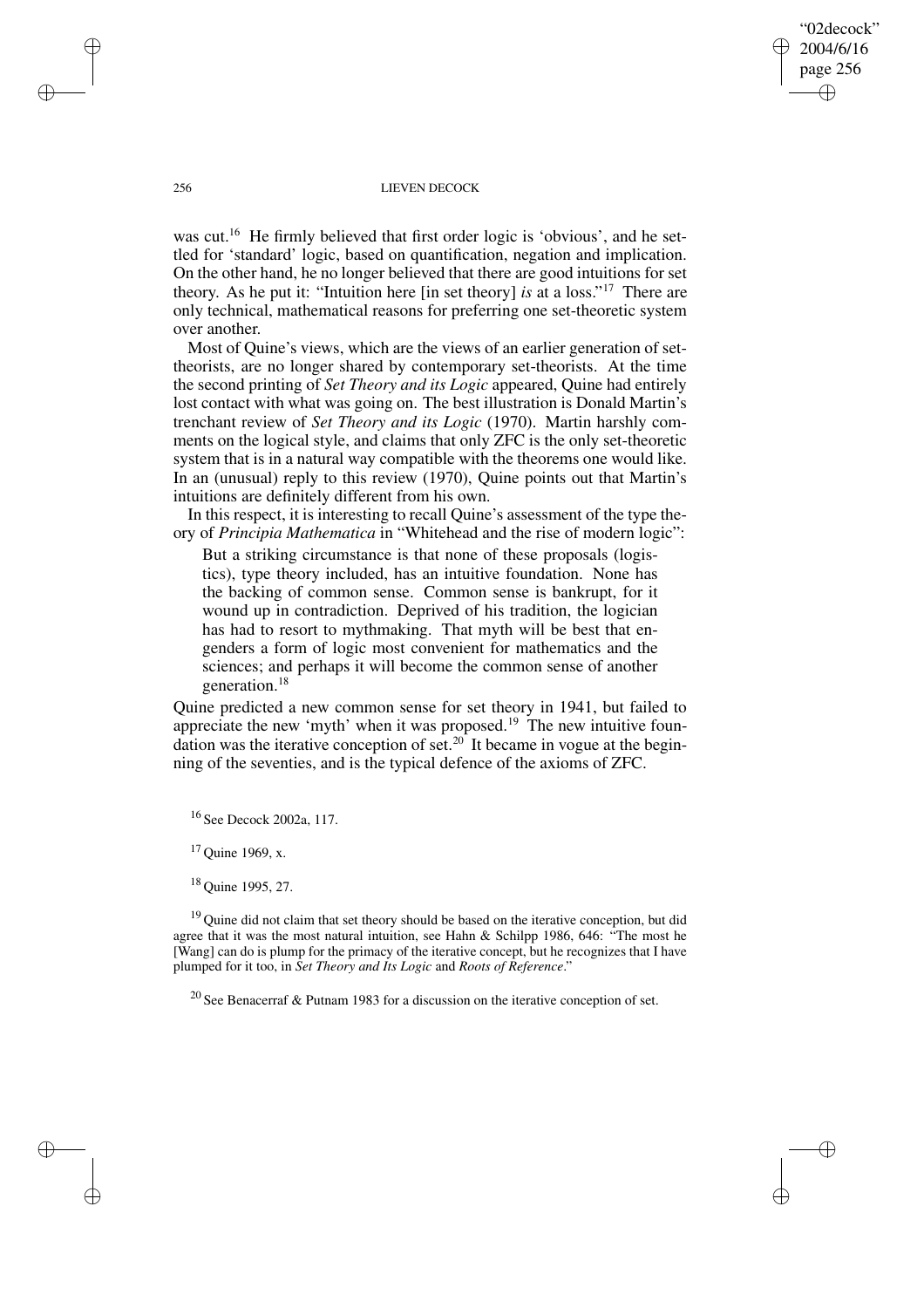was cut.[16] He firmly believed that first order logic is 'obvious', and he settled for 'standard' logic, based on quantification, negation and implication. On the other hand, he no longer believed that there are good intuitions for set theory. As he put it: "Intuition here [in set theory] *is* at a loss."[17] There are only technical, mathematical reasons for preferring one set-theoretic system over another.

Most of Quine's views, which are the views of an earlier generation of set-theorists, are no longer shared by contemporary set-theorists. At the time the second printing of *Set Theory and its Logic* appeared, Quine had entirely lost contact with what was going on. The best illustration is Donald Martin's trenchant review of *Set Theory and its Logic* (1970). Martin harshly comments on the logical style, and claims that only ZFC is the only set-theoretic system that is in a natural way compatible with the theorems one would like. In an (unusual) reply to this review (1970), Quine points out that Martin's intuitions are definitely different from his own.

In this respect, it is interesting to recall Quine's assessment of the type theory of *Principia Mathematica* in "Whitehead and the rise of modern logic":

> But a striking circumstance is that none of these proposals (logistics), type theory included, has an intuitive foundation. None has the backing of common sense. Common sense is bankrupt, for it wound up in contradiction. Deprived of his tradition, the logician has had to resort to mythmaking. That myth will be best that engenders a form of logic most convenient for mathematics and the sciences; and perhaps it will become the common sense of another generation.[18]

Quine predicted a new common sense for set theory in 1941, but failed to appreciate the new 'myth' when it was proposed.[19] The new intuitive foundation was the iterative conception of set.[20] It became in vogue at the beginning of the seventies, and is the typical defence of the axioms of ZFC.

[16] See Decock 2002a, 117.

[17] Quine 1969, x.

[18] Quine 1995, 27.

[19] Quine did not claim that set theory should be based on the iterative conception, but did agree that it was the most natural intuition, see Hahn & Schilpp 1986, 646: "The most he [Wang] can do is plump for the primacy of the iterative concept, but he recognizes that I have plumped for it too, in *Set Theory and Its Logic* and *Roots of Reference*."

[20] See Benacerraf & Putnam 1983 for a discussion on the iterative conception of set.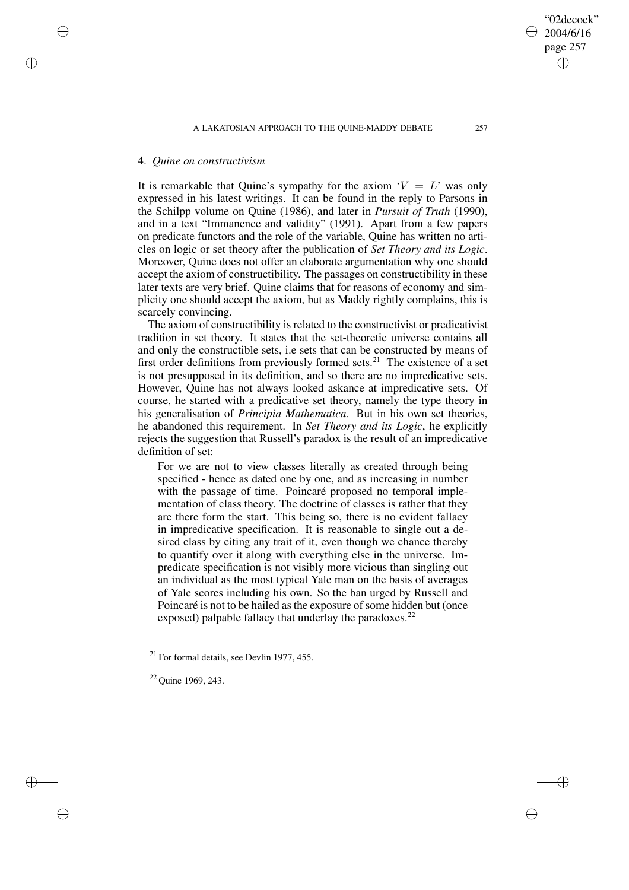## 4. *Quine on constructivism*

It is remarkable that Quine's sympathy for the axiom '$V = L$' was only expressed in his latest writings. It can be found in the reply to Parsons in the Schilpp volume on Quine (1986), and later in *Pursuit of Truth* (1990), and in a text "Immanence and validity" (1991). Apart from a few papers on predicate functors and the role of the variable, Quine has written no articles on logic or set theory after the publication of *Set Theory and its Logic*. Moreover, Quine does not offer an elaborate argumentation why one should accept the axiom of constructibility. The passages on constructibility in these later texts are very brief. Quine claims that for reasons of economy and simplicity one should accept the axiom, but as Maddy rightly complains, this is scarcely convincing.

The axiom of constructibility is related to the constructivist or predicativist tradition in set theory. It states that the set-theoretic universe contains all and only the constructible sets, i.e sets that can be constructed by means of first order definitions from previously formed sets.[21] The existence of a set is not presupposed in its definition, and so there are no impredicative sets. However, Quine has not always looked askance at impredicative sets. Of course, he started with a predicative set theory, namely the type theory in his generalisation of *Principia Mathematica*. But in his own set theories, he abandoned this requirement. In *Set Theory and its Logic*, he explicitly rejects the suggestion that Russell's paradox is the result of an impredicative definition of set:

> For we are not to view classes literally as created through being specified - hence as dated one by one, and as increasing in number with the passage of time. Poincaré proposed no temporal implementation of class theory. The doctrine of classes is rather that they are there form the start. This being so, there is no evident fallacy in impredicative specification. It is reasonable to single out a desired class by citing any trait of it, even though we chance thereby to quantify over it along with everything else in the universe. Impredicate specification is not visibly more vicious than singling out an individual as the most typical Yale man on the basis of averages of Yale scores including his own. So the ban urged by Russell and Poincaré is not to be hailed as the exposure of some hidden but (once exposed) palpable fallacy that underlay the paradoxes.[22]

[21] For formal details, see Devlin 1977, 455.

[22] Quine 1969, 243.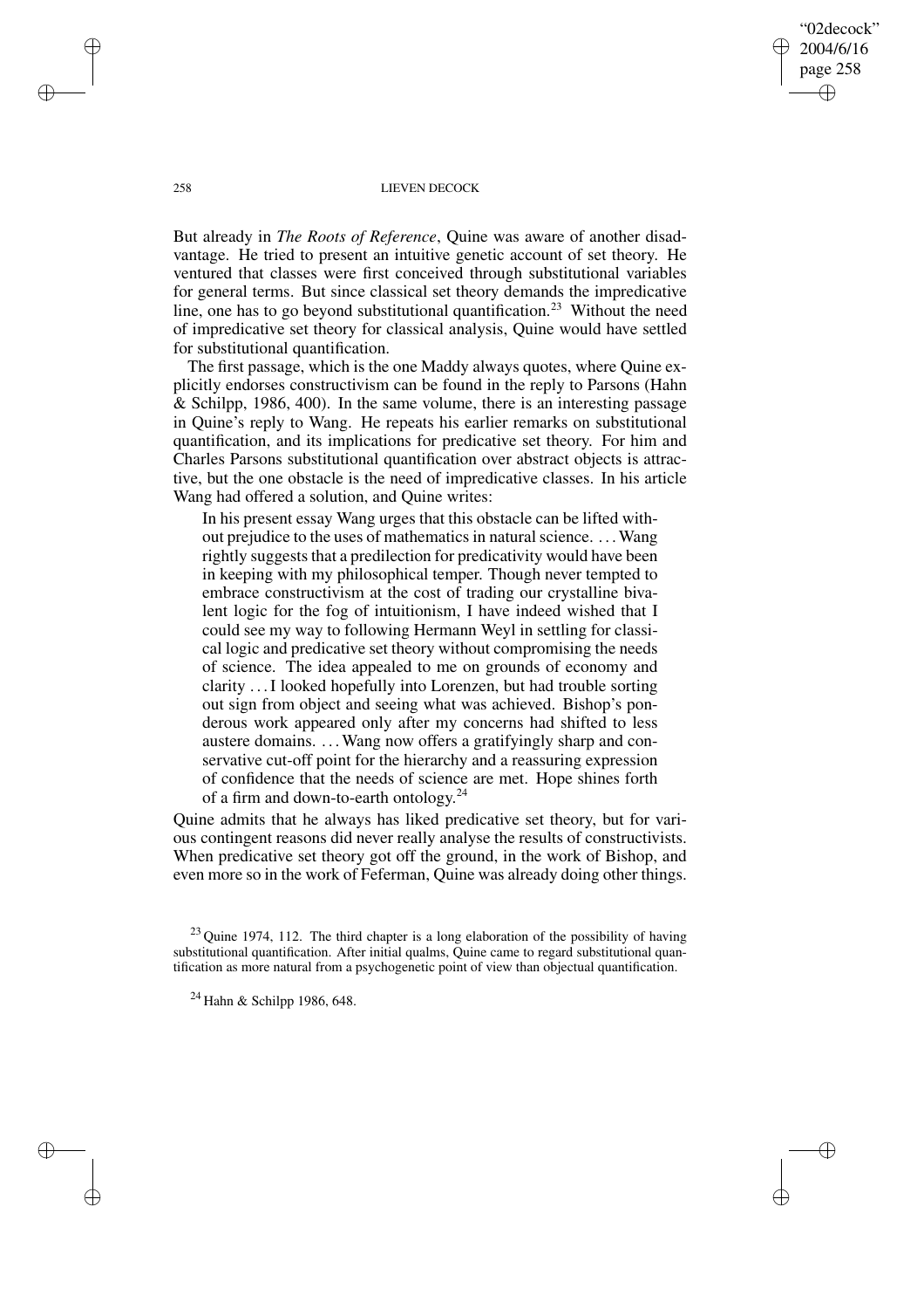But already in *The Roots of Reference*, Quine was aware of another disadvantage. He tried to present an intuitive genetic account of set theory. He ventured that classes were first conceived through substitutional variables for general terms. But since classical set theory demands the impredicative line, one has to go beyond substitutional quantification.[23] Without the need of impredicative set theory for classical analysis, Quine would have settled for substitutional quantification.

The first passage, which is the one Maddy always quotes, where Quine explicitly endorses constructivism can be found in the reply to Parsons (Hahn & Schilpp, 1986, 400). In the same volume, there is an interesting passage in Quine's reply to Wang. He repeats his earlier remarks on substitutional quantification, and its implications for predicative set theory. For him and Charles Parsons substitutional quantification over abstract objects is attractive, but the one obstacle is the need of impredicative classes. In his article Wang had offered a solution, and Quine writes:

> In his present essay Wang urges that this obstacle can be lifted without prejudice to the uses of mathematics in natural science. ... Wang rightly suggests that a predilection for predicativity would have been in keeping with my philosophical temper. Though never tempted to embrace constructivism at the cost of trading our crystalline bivalent logic for the fog of intuitionism, I have indeed wished that I could see my way to following Hermann Weyl in settling for classical logic and predicative set theory without compromising the needs of science. The idea appealed to me on grounds of economy and clarity ... I looked hopefully into Lorenzen, but had trouble sorting out sign from object and seeing what was achieved. Bishop's ponderous work appeared only after my concerns had shifted to less austere domains. ... Wang now offers a gratifyingly sharp and conservative cut-off point for the hierarchy and a reassuring expression of confidence that the needs of science are met. Hope shines forth of a firm and down-to-earth ontology.[24]

Quine admits that he always has liked predicative set theory, but for various contingent reasons did never really analyse the results of constructivists. When predicative set theory got off the ground, in the work of Bishop, and even more so in the work of Feferman, Quine was already doing other things.

[23] Quine 1974, 112. The third chapter is a long elaboration of the possibility of having substitutional quantification. After initial qualms, Quine came to regard substitutional quantification as more natural from a psychogenetic point of view than objectual quantification.

[24] Hahn & Schilpp 1986, 648.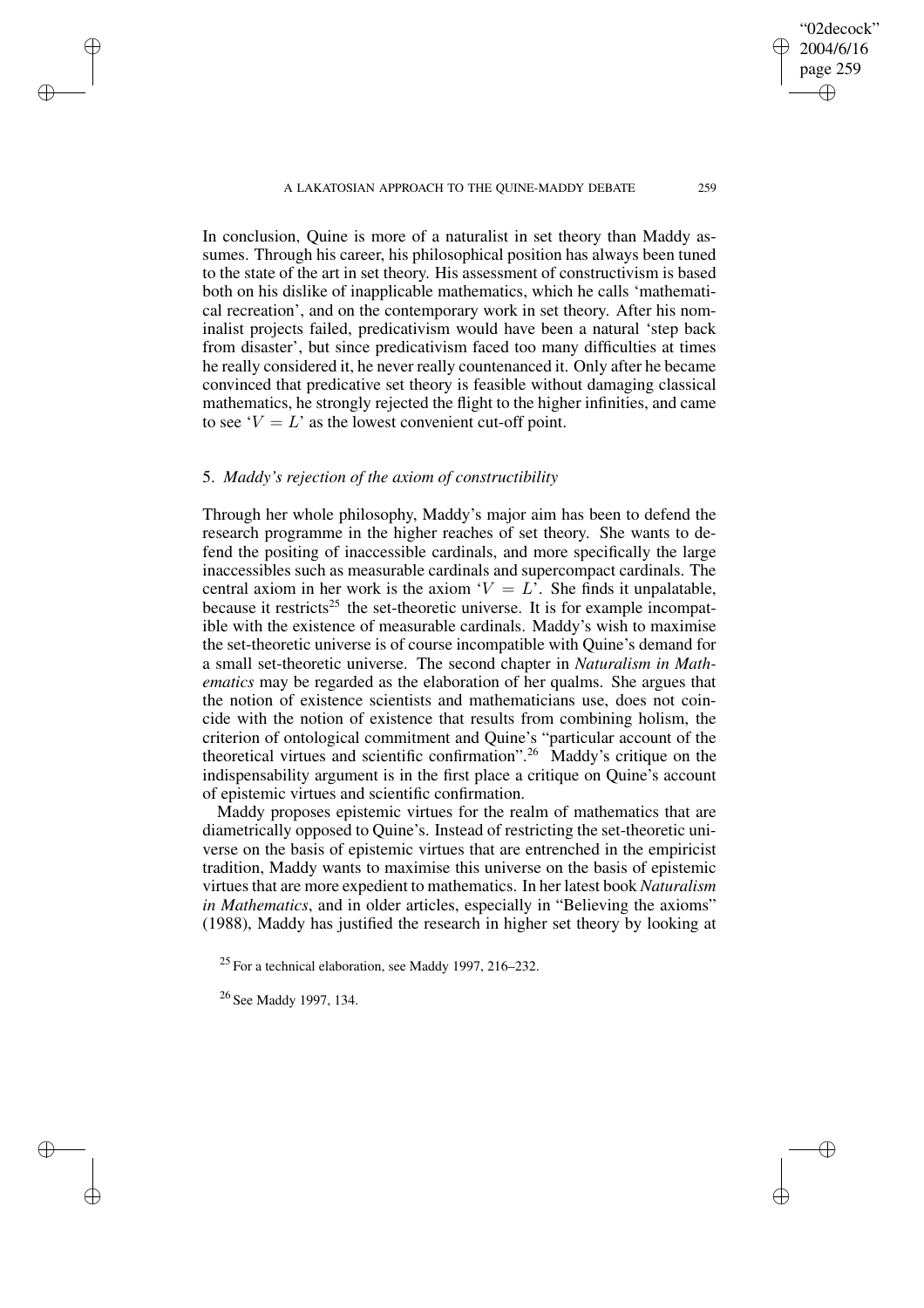In conclusion, Quine is more of a naturalist in set theory than Maddy assumes. Through his career, his philosophical position has always been tuned to the state of the art in set theory. His assessment of constructivism is based both on his dislike of inapplicable mathematics, which he calls 'mathematical recreation', and on the contemporary work in set theory. After his nominalist projects failed, predicativism would have been a natural 'step back from disaster', but since predicativism faced too many difficulties at times he really considered it, he never really countenanced it. Only after he became convinced that predicative set theory is feasible without damaging classical mathematics, he strongly rejected the flight to the higher infinities, and came to see '$V = L$' as the lowest convenient cut-off point.

## 5. *Maddy's rejection of the axiom of constructibility*

Through her whole philosophy, Maddy's major aim has been to defend the research programme in the higher reaches of set theory. She wants to defend the positing of inaccessible cardinals, and more specifically the large inaccessibles such as measurable cardinals and supercompact cardinals. The central axiom in her work is the axiom '$V = L$'. She finds it unpalatable, because it restricts[25] the set-theoretic universe. It is for example incompatible with the existence of measurable cardinals. Maddy's wish to maximise the set-theoretic universe is of course incompatible with Quine's demand for a small set-theoretic universe. The second chapter in *Naturalism in Mathematics* may be regarded as the elaboration of her qualms. She argues that the notion of existence scientists and mathematicians use, does not coincide with the notion of existence that results from combining holism, the criterion of ontological commitment and Quine's "particular account of the theoretical virtues and scientific confirmation".[26] Maddy's critique on the indispensability argument is in the first place a critique on Quine's account of epistemic virtues and scientific confirmation.

Maddy proposes epistemic virtues for the realm of mathematics that are diametrically opposed to Quine's. Instead of restricting the set-theoretic universe on the basis of epistemic virtues that are entrenched in the empiricist tradition, Maddy wants to maximise this universe on the basis of epistemic virtues that are more expedient to mathematics. In her latest book *Naturalism in Mathematics*, and in older articles, especially in "Believing the axioms" (1988), Maddy has justified the research in higher set theory by looking at

[25] For a technical elaboration, see Maddy 1997, 216–232.

[26] See Maddy 1997, 134.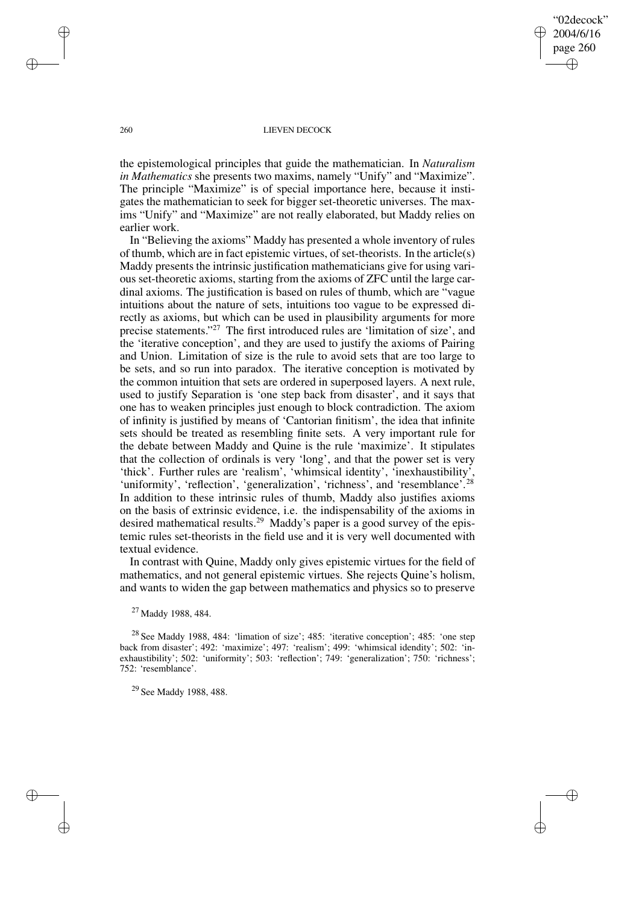the epistemological principles that guide the mathematician. In *Naturalism in Mathematics* she presents two maxims, namely "Unify" and "Maximize". The principle "Maximize" is of special importance here, because it instigates the mathematician to seek for bigger set-theoretic universes. The maxims "Unify" and "Maximize" are not really elaborated, but Maddy relies on earlier work.

In "Believing the axioms" Maddy has presented a whole inventory of rules of thumb, which are in fact epistemic virtues, of set-theorists. In the article(s) Maddy presents the intrinsic justification mathematicians give for using various set-theoretic axioms, starting from the axioms of ZFC until the large cardinal axioms. The justification is based on rules of thumb, which are "vague intuitions about the nature of sets, intuitions too vague to be expressed directly as axioms, but which can be used in plausibility arguments for more precise statements."[27] The first introduced rules are 'limitation of size', and the 'iterative conception', and they are used to justify the axioms of Pairing and Union. Limitation of size is the rule to avoid sets that are too large to be sets, and so run into paradox. The iterative conception is motivated by the common intuition that sets are ordered in superposed layers. A next rule, used to justify Separation is 'one step back from disaster', and it says that one has to weaken principles just enough to block contradiction. The axiom of infinity is justified by means of 'Cantorian finitism', the idea that infinite sets should be treated as resembling finite sets. A very important rule for the debate between Maddy and Quine is the rule 'maximize'. It stipulates that the collection of ordinals is very 'long', and that the power set is very 'thick'. Further rules are 'realism', 'whimsical identity', 'inexhaustibility', 'uniformity', 'reflection', 'generalization', 'richness', and 'resemblance'.[28] In addition to these intrinsic rules of thumb, Maddy also justifies axioms on the basis of extrinsic evidence, i.e. the indispensability of the axioms in desired mathematical results.[29] Maddy's paper is a good survey of the epistemic rules set-theorists in the field use and it is very well documented with textual evidence.

In contrast with Quine, Maddy only gives epistemic virtues for the field of mathematics, and not general epistemic virtues. She rejects Quine's holism, and wants to widen the gap between mathematics and physics so to preserve

[27] Maddy 1988, 484.

[28] See Maddy 1988, 484: 'limation of size'; 485: 'iterative conception'; 485: 'one step back from disaster'; 492: 'maximize'; 497: 'realism'; 499: 'whimsical idendity'; 502: 'inexhaustibility'; 502: 'uniformity'; 503: 'reflection'; 749: 'generalization'; 750: 'richness'; 752: 'resemblance'.

[29] See Maddy 1988, 488.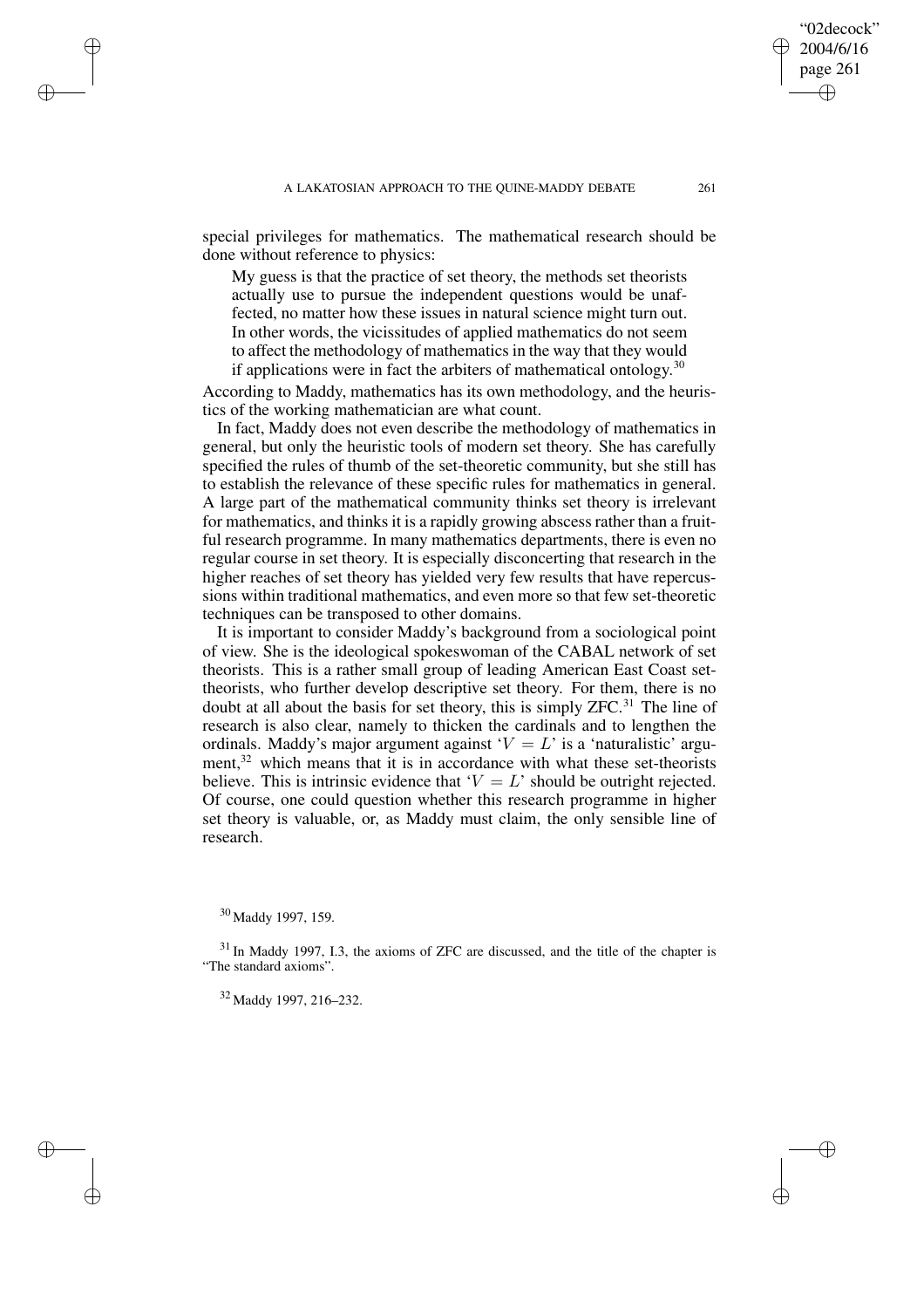special privileges for mathematics. The mathematical research should be done without reference to physics:

> My guess is that the practice of set theory, the methods set theorists actually use to pursue the independent questions would be unaffected, no matter how these issues in natural science might turn out. In other words, the vicissitudes of applied mathematics do not seem to affect the methodology of mathematics in the way that they would if applications were in fact the arbiters of mathematical ontology.[30]

According to Maddy, mathematics has its own methodology, and the heuristics of the working mathematician are what count.

In fact, Maddy does not even describe the methodology of mathematics in general, but only the heuristic tools of modern set theory. She has carefully specified the rules of thumb of the set-theoretic community, but she still has to establish the relevance of these specific rules for mathematics in general. A large part of the mathematical community thinks set theory is irrelevant for mathematics, and thinks it is a rapidly growing abscess rather than a fruitful research programme. In many mathematics departments, there is even no regular course in set theory. It is especially disconcerting that research in the higher reaches of set theory has yielded very few results that have repercussions within traditional mathematics, and even more so that few set-theoretic techniques can be transposed to other domains.

It is important to consider Maddy's background from a sociological point of view. She is the ideological spokeswoman of the CABAL network of set theorists. This is a rather small group of leading American East Coast set-theorists, who further develop descriptive set theory. For them, there is no doubt at all about the basis for set theory, this is simply ZFC.[31] The line of research is also clear, namely to thicken the cardinals and to lengthen the ordinals. Maddy's major argument against '$V = L$' is a 'naturalistic' argument,[32] which means that it is in accordance with what these set-theorists believe. This is intrinsic evidence that '$V = L$' should be outright rejected. Of course, one could question whether this research programme in higher set theory is valuable, or, as Maddy must claim, the only sensible line of research.

---

[30] Maddy 1997, 159.

[31] In Maddy 1997, I.3, the axioms of ZFC are discussed, and the title of the chapter is "The standard axioms".

[32] Maddy 1997, 216–232.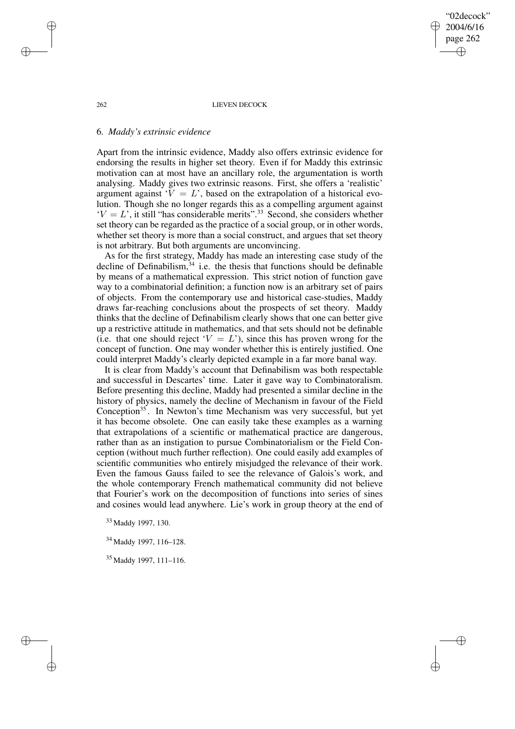## 6. *Maddy's extrinsic evidence*

Apart from the intrinsic evidence, Maddy also offers extrinsic evidence for endorsing the results in higher set theory. Even if for Maddy this extrinsic motivation can at most have an ancillary role, the argumentation is worth analysing. Maddy gives two extrinsic reasons. First, she offers a 'realistic' argument against '$V = L$', based on the extrapolation of a historical evolution. Though she no longer regards this as a compelling argument against '$V = L$', it still "has considerable merits".[33] Second, she considers whether set theory can be regarded as the practice of a social group, or in other words, whether set theory is more than a social construct, and argues that set theory is not arbitrary. But both arguments are unconvincing.

As for the first strategy, Maddy has made an interesting case study of the decline of Definabilism,[34] i.e. the thesis that functions should be definable by means of a mathematical expression. This strict notion of function gave way to a combinatorial definition; a function now is an arbitrary set of pairs of objects. From the contemporary use and historical case-studies, Maddy draws far-reaching conclusions about the prospects of set theory. Maddy thinks that the decline of Definabilism clearly shows that one can better give up a restrictive attitude in mathematics, and that sets should not be definable (i.e. that one should reject '$V = L$'), since this has proven wrong for the concept of function. One may wonder whether this is entirely justified. One could interpret Maddy's clearly depicted example in a far more banal way.

It is clear from Maddy's account that Definabilism was both respectable and successful in Descartes' time. Later it gave way to Combinatoralism. Before presenting this decline, Maddy had presented a similar decline in the history of physics, namely the decline of Mechanism in favour of the Field Conception[35]. In Newton's time Mechanism was very successful, but yet it has become obsolete. One can easily take these examples as a warning that extrapolations of a scientific or mathematical practice are dangerous, rather than as an instigation to pursue Combinatorialism or the Field Conception (without much further reflection). One could easily add examples of scientific communities who entirely misjudged the relevance of their work. Even the famous Gauss failed to see the relevance of Galois's work, and the whole contemporary French mathematical community did not believe that Fourier's work on the decomposition of functions into series of sines and cosines would lead anywhere. Lie's work in group theory at the end of

[33] Maddy 1997, 130.

[34] Maddy 1997, 116–128.

[35] Maddy 1997, 111–116.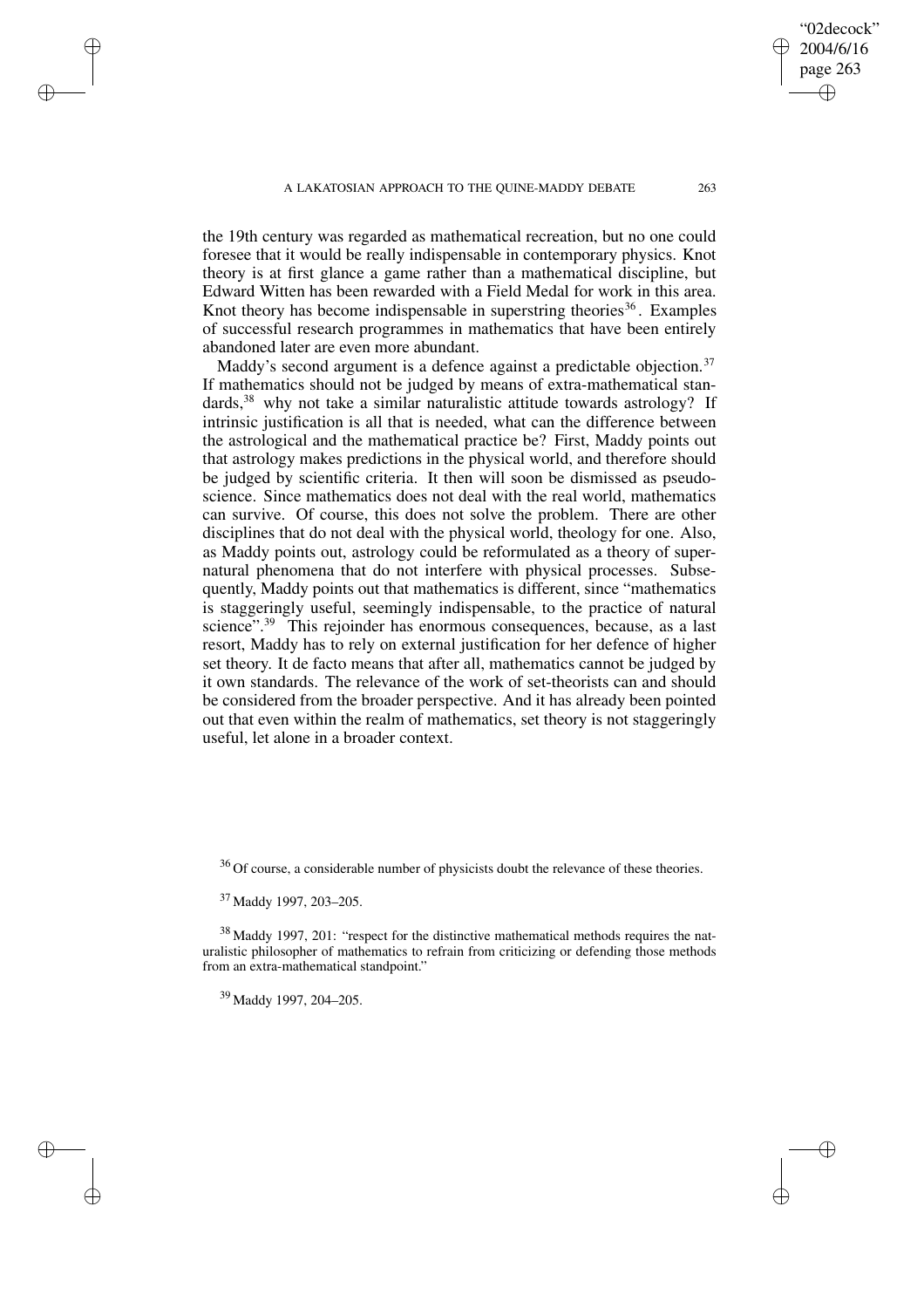the 19th century was regarded as mathematical recreation, but no one could foresee that it would be really indispensable in contemporary physics. Knot theory is at first glance a game rather than a mathematical discipline, but Edward Witten has been rewarded with a Field Medal for work in this area. Knot theory has become indispensable in superstring theories[36]. Examples of successful research programmes in mathematics that have been entirely abandoned later are even more abundant.

Maddy's second argument is a defence against a predictable objection.[37] If mathematics should not be judged by means of extra-mathematical standards,[38] why not take a similar naturalistic attitude towards astrology? If intrinsic justification is all that is needed, what can the difference between the astrological and the mathematical practice be? First, Maddy points out that astrology makes predictions in the physical world, and therefore should be judged by scientific criteria. It then will soon be dismissed as pseudoscience. Since mathematics does not deal with the real world, mathematics can survive. Of course, this does not solve the problem. There are other disciplines that do not deal with the physical world, theology for one. Also, as Maddy points out, astrology could be reformulated as a theory of supernatural phenomena that do not interfere with physical processes. Subsequently, Maddy points out that mathematics is different, since "mathematics is staggeringly useful, seemingly indispensable, to the practice of natural science".[39] This rejoinder has enormous consequences, because, as a last resort, Maddy has to rely on external justification for her defence of higher set theory. It de facto means that after all, mathematics cannot be judged by it own standards. The relevance of the work of set-theorists can and should be considered from the broader perspective. And it has already been pointed out that even within the realm of mathematics, set theory is not staggeringly useful, let alone in a broader context.

[36] Of course, a considerable number of physicists doubt the relevance of these theories.

[37] Maddy 1997, 203–205.

[38] Maddy 1997, 201: "respect for the distinctive mathematical methods requires the naturalistic philosopher of mathematics to refrain from criticizing or defending those methods from an extra-mathematical standpoint."

[39] Maddy 1997, 204–205.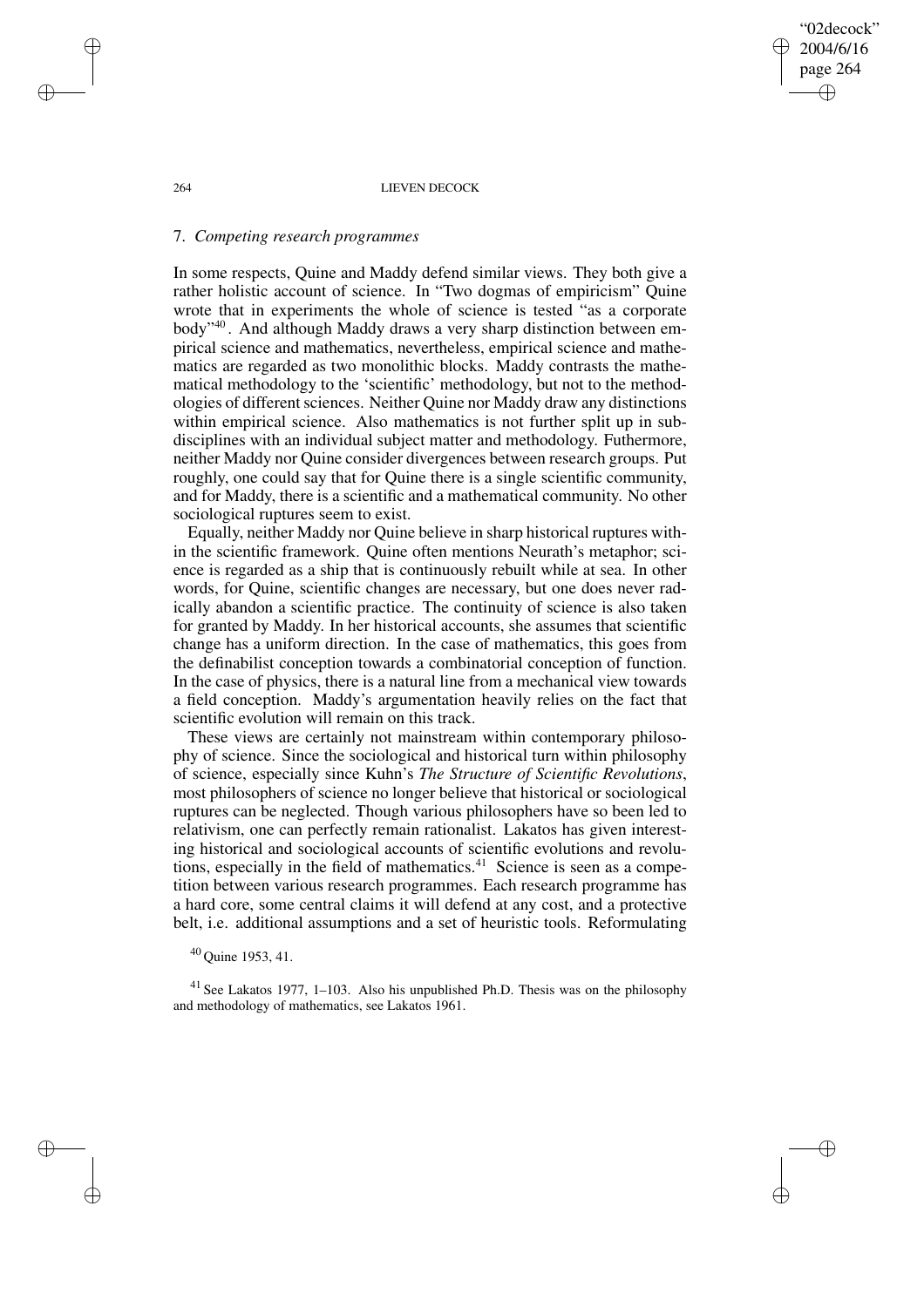## 7. *Competing research programmes*

In some respects, Quine and Maddy defend similar views. They both give a rather holistic account of science. In "Two dogmas of empiricism" Quine wrote that in experiments the whole of science is tested "as a corporate body"[40]. And although Maddy draws a very sharp distinction between empirical science and mathematics, nevertheless, empirical science and mathematics are regarded as two monolithic blocks. Maddy contrasts the mathematical methodology to the 'scientific' methodology, but not to the methodologies of different sciences. Neither Quine nor Maddy draw any distinctions within empirical science. Also mathematics is not further split up in subdisciplines with an individual subject matter and methodology. Futhermore, neither Maddy nor Quine consider divergences between research groups. Put roughly, one could say that for Quine there is a single scientific community, and for Maddy, there is a scientific and a mathematical community. No other sociological ruptures seem to exist.

Equally, neither Maddy nor Quine believe in sharp historical ruptures within the scientific framework. Quine often mentions Neurath's metaphor; science is regarded as a ship that is continuously rebuilt while at sea. In other words, for Quine, scientific changes are necessary, but one does never radically abandon a scientific practice. The continuity of science is also taken for granted by Maddy. In her historical accounts, she assumes that scientific change has a uniform direction. In the case of mathematics, this goes from the definabilist conception towards a combinatorial conception of function. In the case of physics, there is a natural line from a mechanical view towards a field conception. Maddy's argumentation heavily relies on the fact that scientific evolution will remain on this track.

These views are certainly not mainstream within contemporary philosophy of science. Since the sociological and historical turn within philosophy of science, especially since Kuhn's *The Structure of Scientific Revolutions*, most philosophers of science no longer believe that historical or sociological ruptures can be neglected. Though various philosophers have so been led to relativism, one can perfectly remain rationalist. Lakatos has given interesting historical and sociological accounts of scientific evolutions and revolutions, especially in the field of mathematics.[41] Science is seen as a competition between various research programmes. Each research programme has a hard core, some central claims it will defend at any cost, and a protective belt, i.e. additional assumptions and a set of heuristic tools. Reformulating

[40] Quine 1953, 41.

[41] See Lakatos 1977, 1–103. Also his unpublished Ph.D. Thesis was on the philosophy and methodology of mathematics, see Lakatos 1961.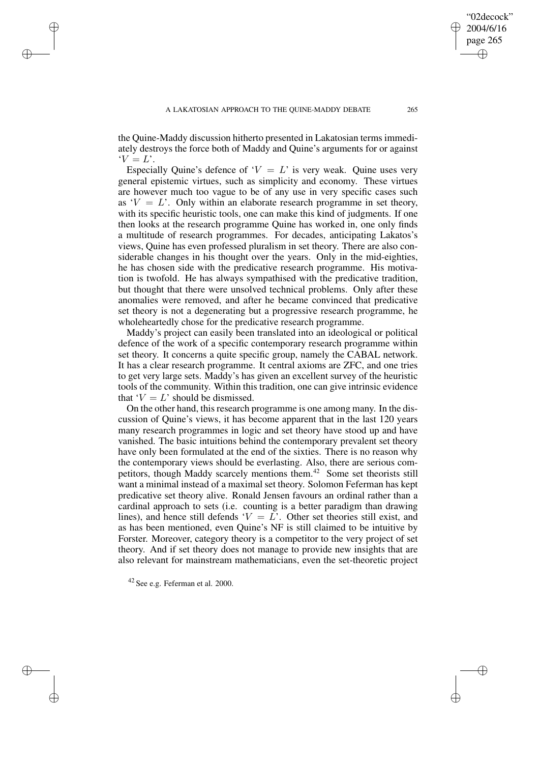the Quine-Maddy discussion hitherto presented in Lakatosian terms immediately destroys the force both of Maddy and Quine's arguments for or against '$V = L$'.

Especially Quine's defence of '$V = L$' is very weak. Quine uses very general epistemic virtues, such as simplicity and economy. These virtues are however much too vague to be of any use in very specific cases such as '$V = L$'. Only within an elaborate research programme in set theory, with its specific heuristic tools, one can make this kind of judgments. If one then looks at the research programme Quine has worked in, one only finds a multitude of research programmes. For decades, anticipating Lakatos's views, Quine has even professed pluralism in set theory. There are also considerable changes in his thought over the years. Only in the mid-eighties, he has chosen side with the predicative research programme. His motivation is twofold. He has always sympathised with the predicative tradition, but thought that there were unsolved technical problems. Only after these anomalies were removed, and after he became convinced that predicative set theory is not a degenerating but a progressive research programme, he wholeheartedly chose for the predicative research programme.

Maddy's project can easily been translated into an ideological or political defence of the work of a specific contemporary research programme within set theory. It concerns a quite specific group, namely the CABAL network. It has a clear research programme. It central axioms are ZFC, and one tries to get very large sets. Maddy's has given an excellent survey of the heuristic tools of the community. Within this tradition, one can give intrinsic evidence that '$V = L$' should be dismissed.

On the other hand, this research programme is one among many. In the discussion of Quine's views, it has become apparent that in the last 120 years many research programmes in logic and set theory have stood up and have vanished. The basic intuitions behind the contemporary prevalent set theory have only been formulated at the end of the sixties. There is no reason why the contemporary views should be everlasting. Also, there are serious competitors, though Maddy scarcely mentions them.[42] Some set theorists still want a minimal instead of a maximal set theory. Solomon Feferman has kept predicative set theory alive. Ronald Jensen favours an ordinal rather than a cardinal approach to sets (i.e. counting is a better paradigm than drawing lines), and hence still defends '$V = L$'. Other set theories still exist, and as has been mentioned, even Quine's NF is still claimed to be intuitive by Forster. Moreover, category theory is a competitor to the very project of set theory. And if set theory does not manage to provide new insights that are also relevant for mainstream mathematicians, even the set-theoretic project

[42] See e.g. Feferman et al. 2000.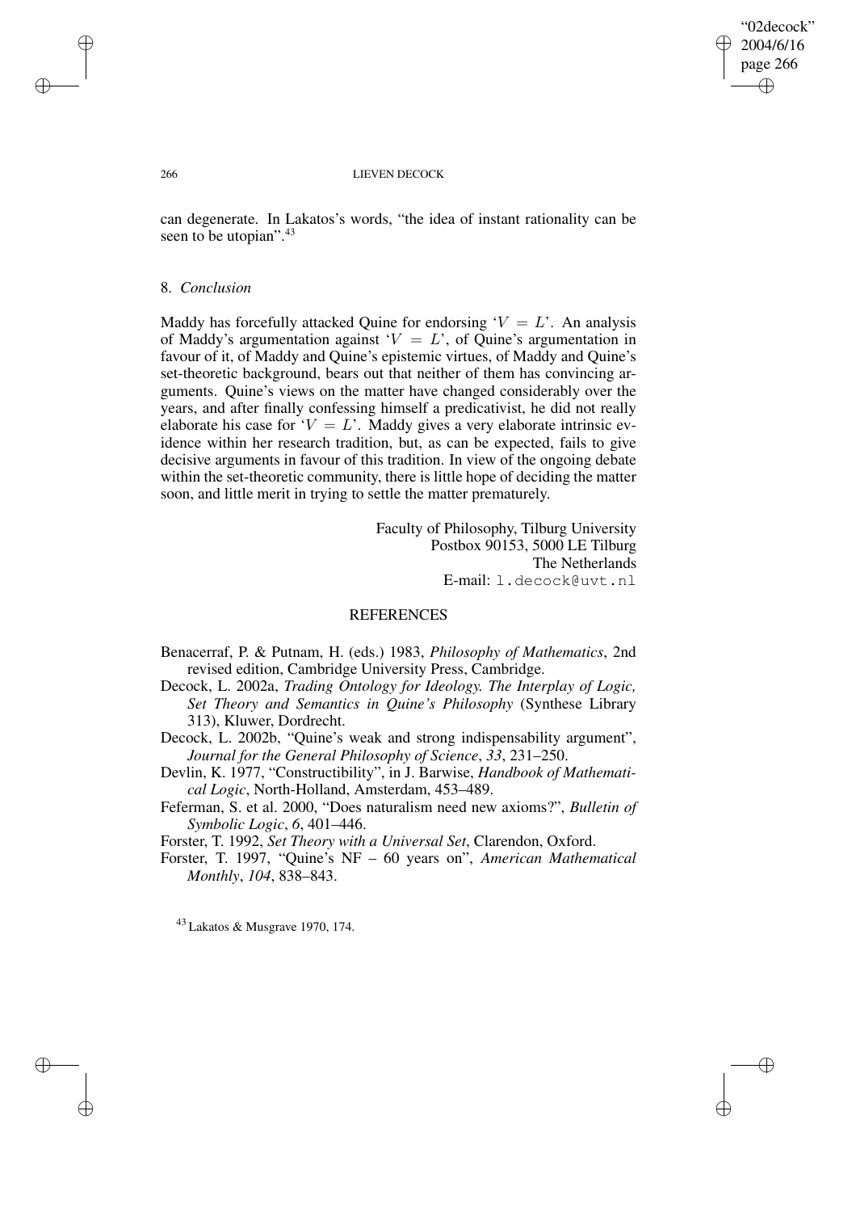can degenerate. In Lakatos's words, "the idea of instant rationality can be seen to be utopian".[43]

## 8. *Conclusion*

Maddy has forcefully attacked Quine for endorsing '$V = L$'. An analysis of Maddy's argumentation against '$V = L$', of Quine's argumentation in favour of it, of Maddy and Quine's epistemic virtues, of Maddy and Quine's set-theoretic background, bears out that neither of them has convincing arguments. Quine's views on the matter have changed considerably over the years, and after finally confessing himself a predicativist, he did not really elaborate his case for '$V = L$'. Maddy gives a very elaborate intrinsic evidence within her research tradition, but, as can be expected, fails to give decisive arguments in favour of this tradition. In view of the ongoing debate within the set-theoretic community, there is little hope of deciding the matter soon, and little merit in trying to settle the matter prematurely.

Faculty of Philosophy, Tilburg University
Postbox 90153, 5000 LE Tilburg
The Netherlands
E-mail: l.decock@uvt.nl

## REFERENCES

Benacerraf, P. & Putnam, H. (eds.) 1983, *Philosophy of Mathematics*, 2nd revised edition, Cambridge University Press, Cambridge.

Decock, L. 2002a, *Trading Ontology for Ideology. The Interplay of Logic, Set Theory and Semantics in Quine's Philosophy* (Synthese Library 313), Kluwer, Dordrecht.

Decock, L. 2002b, "Quine's weak and strong indispensability argument", *Journal for the General Philosophy of Science*, *33*, 231–250.

Devlin, K. 1977, "Constructibility", in J. Barwise, *Handbook of Mathematical Logic*, North-Holland, Amsterdam, 453–489.

Feferman, S. et al. 2000, "Does naturalism need new axioms?", *Bulletin of Symbolic Logic*, *6*, 401–446.

Forster, T. 1992, *Set Theory with a Universal Set*, Clarendon, Oxford.

Forster, T. 1997, "Quine's NF – 60 years on", *American Mathematical Monthly*, *104*, 838–843.

[43] Lakatos & Musgrave 1970, 174.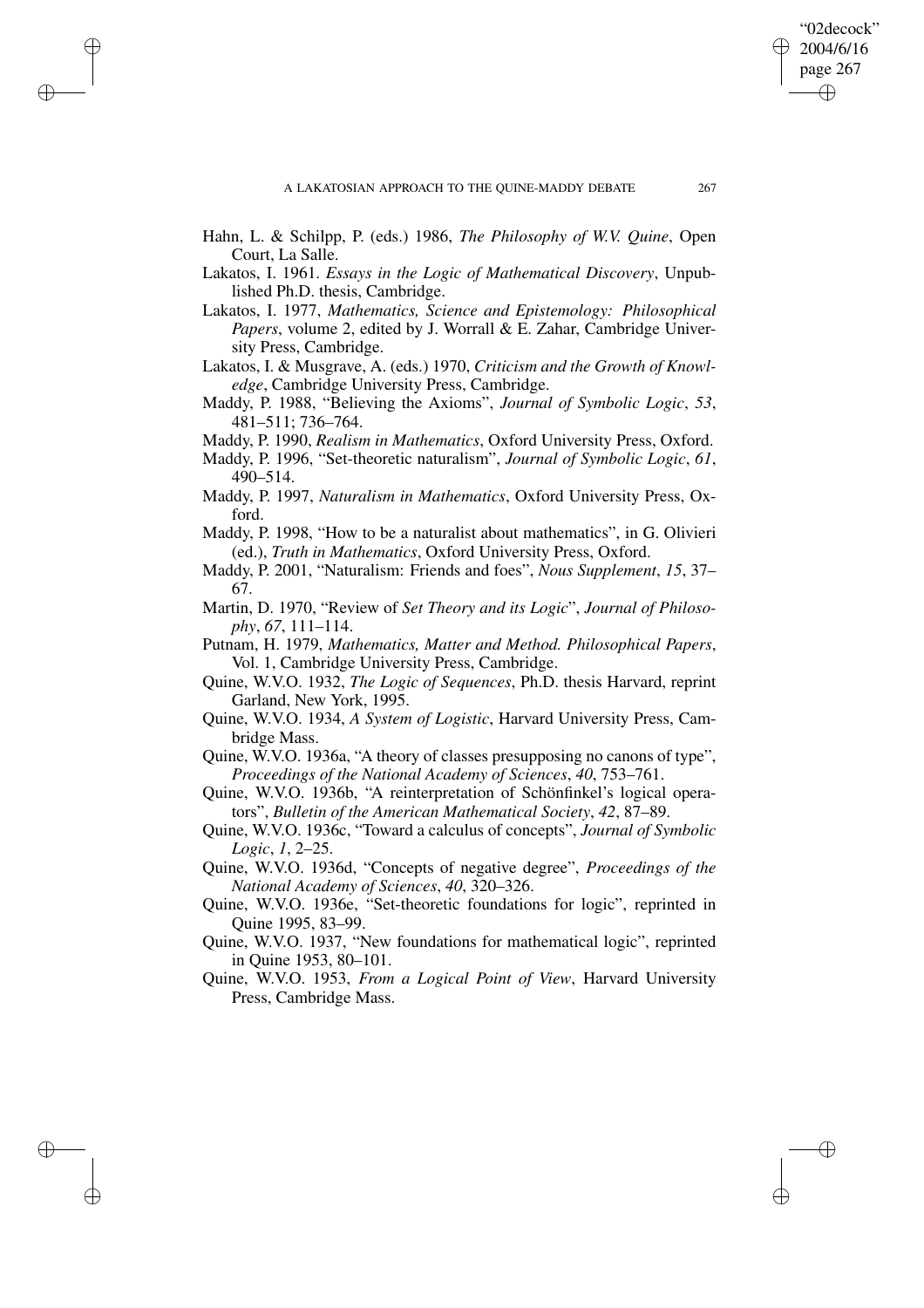Hahn, L. & Schilpp, P. (eds.) 1986, *The Philosophy of W.V. Quine*, Open Court, La Salle.

Lakatos, I. 1961. *Essays in the Logic of Mathematical Discovery*, Unpublished Ph.D. thesis, Cambridge.

Lakatos, I. 1977, *Mathematics, Science and Epistemology: Philosophical Papers*, volume 2, edited by J. Worrall & E. Zahar, Cambridge University Press, Cambridge.

Lakatos, I. & Musgrave, A. (eds.) 1970, *Criticism and the Growth of Knowledge*, Cambridge University Press, Cambridge.

Maddy, P. 1988, "Believing the Axioms", *Journal of Symbolic Logic*, *53*, 481–511; 736–764.

Maddy, P. 1990, *Realism in Mathematics*, Oxford University Press, Oxford.

Maddy, P. 1996, "Set-theoretic naturalism", *Journal of Symbolic Logic*, *61*, 490–514.

Maddy, P. 1997, *Naturalism in Mathematics*, Oxford University Press, Oxford.

Maddy, P. 1998, "How to be a naturalist about mathematics", in G. Olivieri (ed.), *Truth in Mathematics*, Oxford University Press, Oxford.

Maddy, P. 2001, "Naturalism: Friends and foes", *Nous Supplement*, *15*, 37–67.

Martin, D. 1970, "Review of *Set Theory and its Logic*", *Journal of Philosophy*, *67*, 111–114.

Putnam, H. 1979, *Mathematics, Matter and Method. Philosophical Papers*, Vol. 1, Cambridge University Press, Cambridge.

Quine, W.V.O. 1932, *The Logic of Sequences*, Ph.D. thesis Harvard, reprint Garland, New York, 1995.

Quine, W.V.O. 1934, *A System of Logistic*, Harvard University Press, Cambridge Mass.

Quine, W.V.O. 1936a, "A theory of classes presupposing no canons of type", *Proceedings of the National Academy of Sciences*, *40*, 753–761.

Quine, W.V.O. 1936b, "A reinterpretation of Schönfinkel's logical operators", *Bulletin of the American Mathematical Society*, *42*, 87–89.

Quine, W.V.O. 1936c, "Toward a calculus of concepts", *Journal of Symbolic Logic*, *1*, 2–25.

Quine, W.V.O. 1936d, "Concepts of negative degree", *Proceedings of the National Academy of Sciences*, *40*, 320–326.

Quine, W.V.O. 1936e, "Set-theoretic foundations for logic", reprinted in Quine 1995, 83–99.

Quine, W.V.O. 1937, "New foundations for mathematical logic", reprinted in Quine 1953, 80–101.

Quine, W.V.O. 1953, *From a Logical Point of View*, Harvard University Press, Cambridge Mass.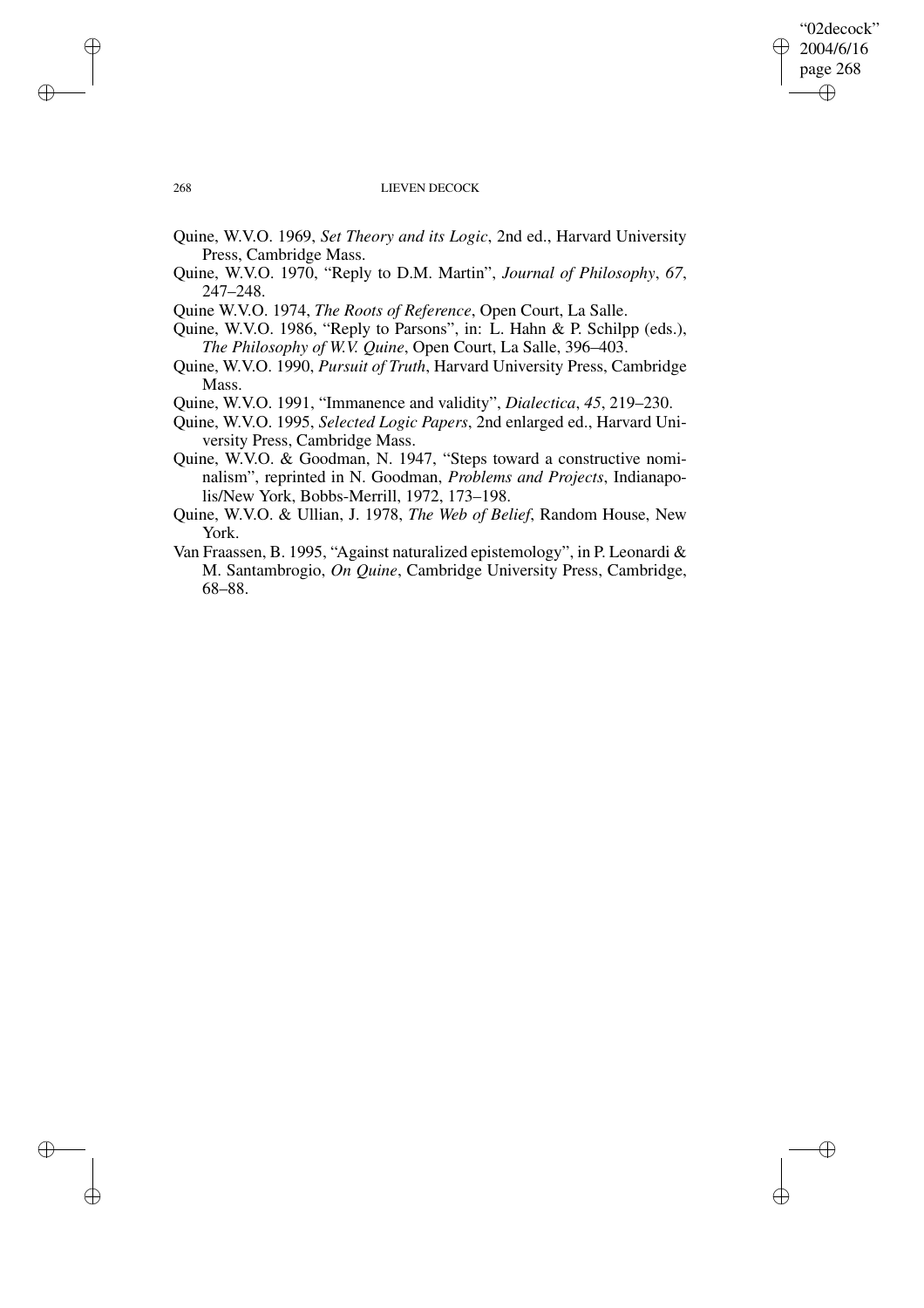Quine, W.V.O. 1969, *Set Theory and its Logic*, 2nd ed., Harvard University Press, Cambridge Mass.

Quine, W.V.O. 1970, "Reply to D.M. Martin", *Journal of Philosophy*, *67*, 247–248.

Quine W.V.O. 1974, *The Roots of Reference*, Open Court, La Salle.

Quine, W.V.O. 1986, "Reply to Parsons", in: L. Hahn & P. Schilpp (eds.), *The Philosophy of W.V. Quine*, Open Court, La Salle, 396–403.

Quine, W.V.O. 1990, *Pursuit of Truth*, Harvard University Press, Cambridge Mass.

Quine, W.V.O. 1991, "Immanence and validity", *Dialectica*, *45*, 219–230.

Quine, W.V.O. 1995, *Selected Logic Papers*, 2nd enlarged ed., Harvard University Press, Cambridge Mass.

Quine, W.V.O. & Goodman, N. 1947, "Steps toward a constructive nominalism", reprinted in N. Goodman, *Problems and Projects*, Indianapolis/New York, Bobbs-Merrill, 1972, 173–198.

Quine, W.V.O. & Ullian, J. 1978, *The Web of Belief*, Random House, New York.

Van Fraassen, B. 1995, "Against naturalized epistemology", in P. Leonardi & M. Santambrogio, *On Quine*, Cambridge University Press, Cambridge, 68–88.